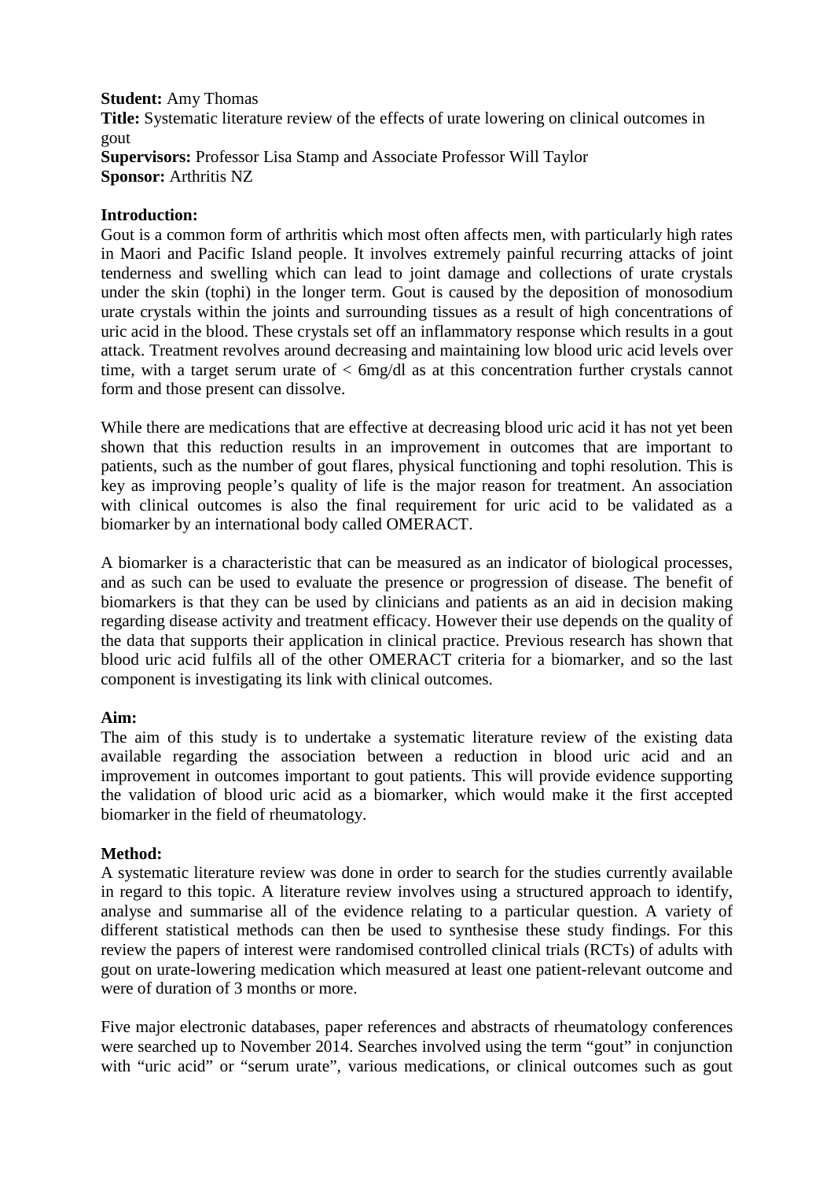**Student:** Amy Thomas
**Title:** Systematic literature review of the effects of urate lowering on clinical outcomes in gout
**Supervisors:** Professor Lisa Stamp and Associate Professor Will Taylor
**Sponsor:** Arthritis NZ

**Introduction:**

Gout is a common form of arthritis which most often affects men, with particularly high rates in Maori and Pacific Island people. It involves extremely painful recurring attacks of joint tenderness and swelling which can lead to joint damage and collections of urate crystals under the skin (tophi) in the longer term. Gout is caused by the deposition of monosodium urate crystals within the joints and surrounding tissues as a result of high concentrations of uric acid in the blood. These crystals set off an inflammatory response which results in a gout attack. Treatment revolves around decreasing and maintaining low blood uric acid levels over time, with a target serum urate of < 6mg/dl as at this concentration further crystals cannot form and those present can dissolve.

While there are medications that are effective at decreasing blood uric acid it has not yet been shown that this reduction results in an improvement in outcomes that are important to patients, such as the number of gout flares, physical functioning and tophi resolution. This is key as improving people's quality of life is the major reason for treatment. An association with clinical outcomes is also the final requirement for uric acid to be validated as a biomarker by an international body called OMERACT.

A biomarker is a characteristic that can be measured as an indicator of biological processes, and as such can be used to evaluate the presence or progression of disease. The benefit of biomarkers is that they can be used by clinicians and patients as an aid in decision making regarding disease activity and treatment efficacy. However their use depends on the quality of the data that supports their application in clinical practice. Previous research has shown that blood uric acid fulfils all of the other OMERACT criteria for a biomarker, and so the last component is investigating its link with clinical outcomes.

**Aim:**

The aim of this study is to undertake a systematic literature review of the existing data available regarding the association between a reduction in blood uric acid and an improvement in outcomes important to gout patients. This will provide evidence supporting the validation of blood uric acid as a biomarker, which would make it the first accepted biomarker in the field of rheumatology.

**Method:**

A systematic literature review was done in order to search for the studies currently available in regard to this topic. A literature review involves using a structured approach to identify, analyse and summarise all of the evidence relating to a particular question. A variety of different statistical methods can then be used to synthesise these study findings. For this review the papers of interest were randomised controlled clinical trials (RCTs) of adults with gout on urate-lowering medication which measured at least one patient-relevant outcome and were of duration of 3 months or more.

Five major electronic databases, paper references and abstracts of rheumatology conferences were searched up to November 2014. Searches involved using the term "gout" in conjunction with "uric acid" or "serum urate", various medications, or clinical outcomes such as gout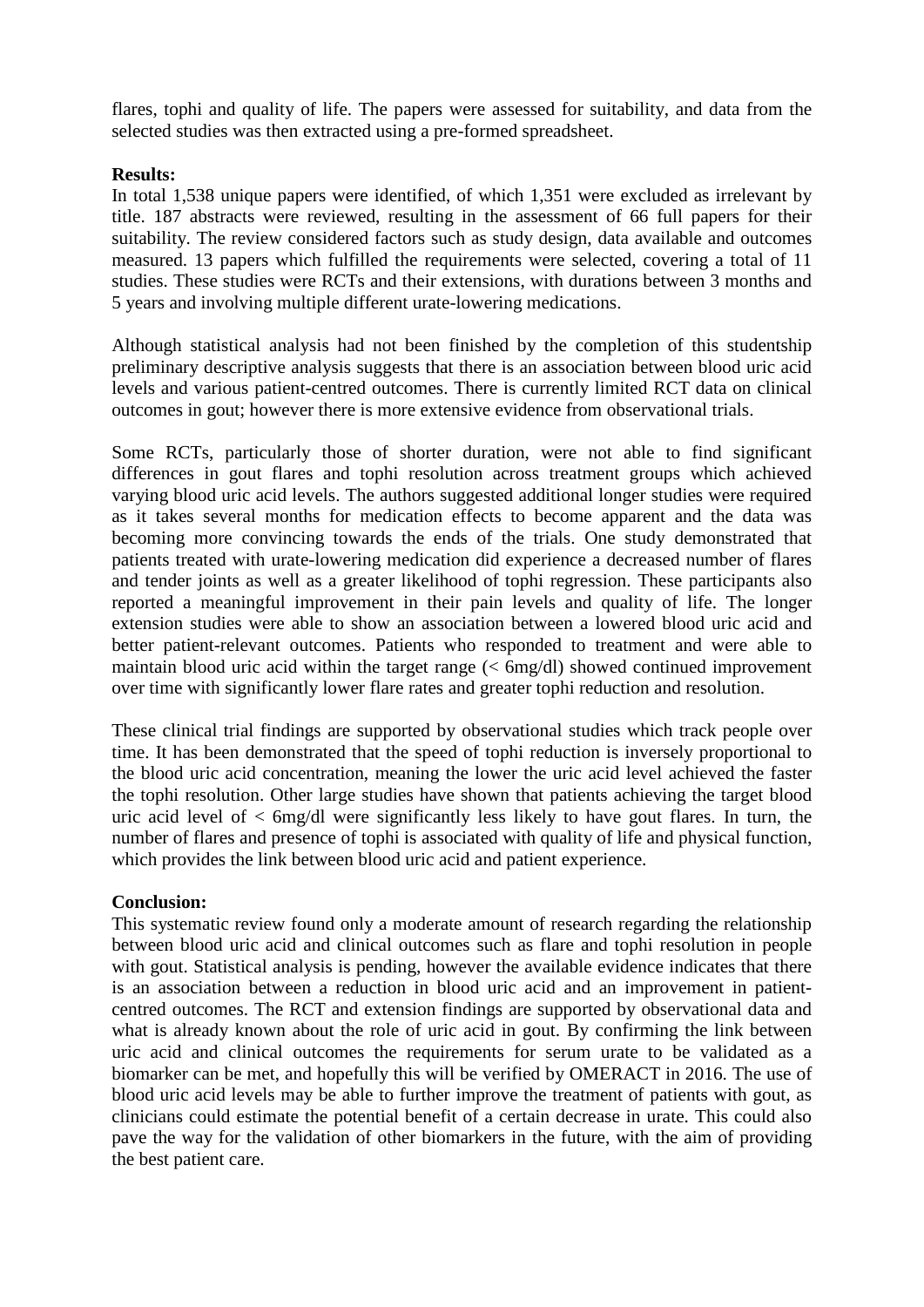flares, tophi and quality of life. The papers were assessed for suitability, and data from the selected studies was then extracted using a pre-formed spreadsheet.

**Results:**
In total 1,538 unique papers were identified, of which 1,351 were excluded as irrelevant by title. 187 abstracts were reviewed, resulting in the assessment of 66 full papers for their suitability. The review considered factors such as study design, data available and outcomes measured. 13 papers which fulfilled the requirements were selected, covering a total of 11 studies. These studies were RCTs and their extensions, with durations between 3 months and 5 years and involving multiple different urate-lowering medications.

Although statistical analysis had not been finished by the completion of this studentship preliminary descriptive analysis suggests that there is an association between blood uric acid levels and various patient-centred outcomes. There is currently limited RCT data on clinical outcomes in gout; however there is more extensive evidence from observational trials.

Some RCTs, particularly those of shorter duration, were not able to find significant differences in gout flares and tophi resolution across treatment groups which achieved varying blood uric acid levels. The authors suggested additional longer studies were required as it takes several months for medication effects to become apparent and the data was becoming more convincing towards the ends of the trials. One study demonstrated that patients treated with urate-lowering medication did experience a decreased number of flares and tender joints as well as a greater likelihood of tophi regression. These participants also reported a meaningful improvement in their pain levels and quality of life. The longer extension studies were able to show an association between a lowered blood uric acid and better patient-relevant outcomes. Patients who responded to treatment and were able to maintain blood uric acid within the target range (< 6mg/dl) showed continued improvement over time with significantly lower flare rates and greater tophi reduction and resolution.

These clinical trial findings are supported by observational studies which track people over time. It has been demonstrated that the speed of tophi reduction is inversely proportional to the blood uric acid concentration, meaning the lower the uric acid level achieved the faster the tophi resolution. Other large studies have shown that patients achieving the target blood uric acid level of < 6mg/dl were significantly less likely to have gout flares. In turn, the number of flares and presence of tophi is associated with quality of life and physical function, which provides the link between blood uric acid and patient experience.

**Conclusion:**
This systematic review found only a moderate amount of research regarding the relationship between blood uric acid and clinical outcomes such as flare and tophi resolution in people with gout. Statistical analysis is pending, however the available evidence indicates that there is an association between a reduction in blood uric acid and an improvement in patient-centred outcomes. The RCT and extension findings are supported by observational data and what is already known about the role of uric acid in gout. By confirming the link between uric acid and clinical outcomes the requirements for serum urate to be validated as a biomarker can be met, and hopefully this will be verified by OMERACT in 2016. The use of blood uric acid levels may be able to further improve the treatment of patients with gout, as clinicians could estimate the potential benefit of a certain decrease in urate. This could also pave the way for the validation of other biomarkers in the future, with the aim of providing the best patient care.